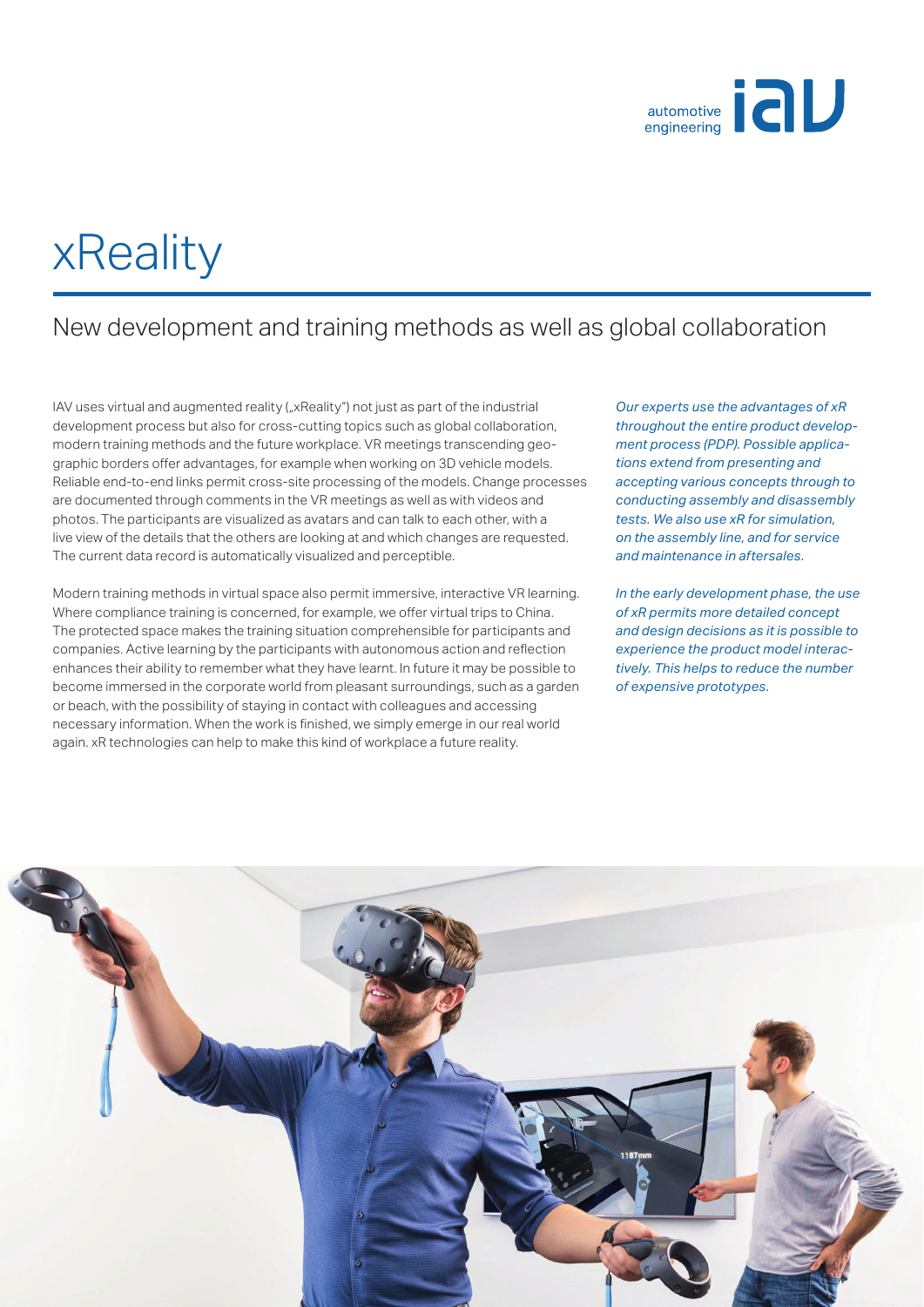# xReality

## New development and training methods as well as global collaboration

IAV uses virtual and augmented reality („xReality") not just as part of the industrial development process but also for cross-cutting topics such as global collaboration, modern training methods and the future workplace. VR meetings transcending geographic borders offer advantages, for example when working on 3D vehicle models. Reliable end-to-end links permit cross-site processing of the models. Change processes are documented through comments in the VR meetings as well as with videos and photos. The participants are visualized as avatars and can talk to each other, with a live view of the details that the others are looking at and which changes are requested. The current data record is automatically visualized and perceptible.

Modern training methods in virtual space also permit immersive, interactive VR learning. Where compliance training is concerned, for example, we offer virtual trips to China. The protected space makes the training situation comprehensible for participants and companies. Active learning by the participants with autonomous action and reflection enhances their ability to remember what they have learnt. In future it may be possible to become immersed in the corporate world from pleasant surroundings, such as a garden or beach, with the possibility of staying in contact with colleagues and accessing necessary information. When the work is finished, we simply emerge in our real world again. xR technologies can help to make this kind of workplace a future reality.

*Our experts use the advantages of xR throughout the entire product development process (PDP). Possible applications extend from presenting and accepting various concepts through to conducting assembly and disassembly tests. We also use xR for simulation, on the assembly line, and for service and maintenance in aftersales.*

*In the early development phase, the use of xR permits more detailed concept and design decisions as it is possible to experience the product model interactively. This helps to reduce the number of expensive prototypes.*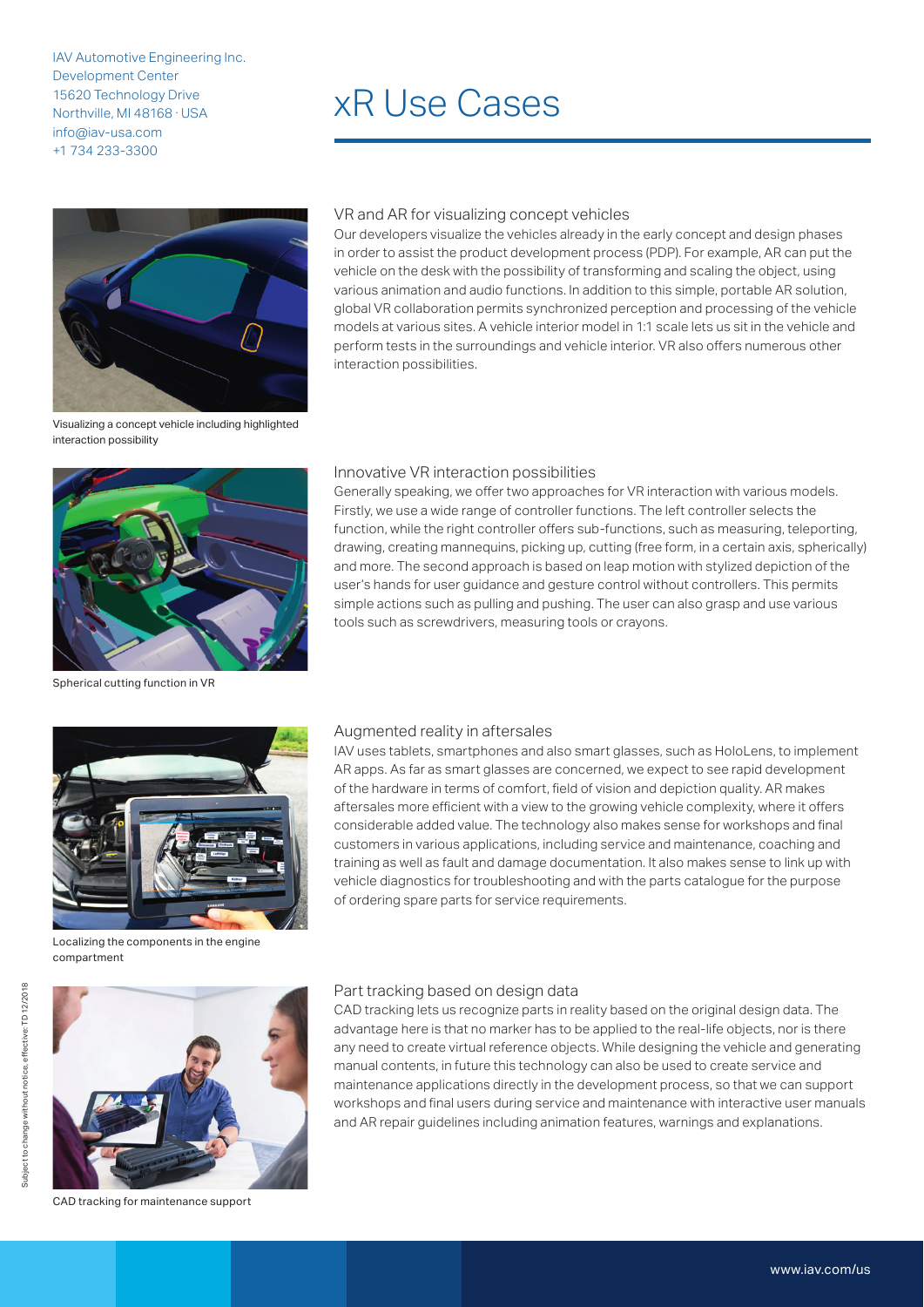IAV Automotive Engineering Inc.
Development Center
15620 Technology Drive
Northville, MI 48168 · USA
info@iav-usa.com
+1 734 233-3300

# xR Use Cases

Visualizing a concept vehicle including highlighted interaction possibility

## VR and AR for visualizing concept vehicles

Our developers visualize the vehicles already in the early concept and design phases in order to assist the product development process (PDP). For example, AR can put the vehicle on the desk with the possibility of transforming and scaling the object, using various animation and audio functions. In addition to this simple, portable AR solution, global VR collaboration permits synchronized perception and processing of the vehicle models at various sites. A vehicle interior model in 1:1 scale lets us sit in the vehicle and perform tests in the surroundings and vehicle interior. VR also offers numerous other interaction possibilities.

Spherical cutting function in VR

## Innovative VR interaction possibilities

Generally speaking, we offer two approaches for VR interaction with various models. Firstly, we use a wide range of controller functions. The left controller selects the function, while the right controller offers sub-functions, such as measuring, teleporting, drawing, creating mannequins, picking up, cutting (free form, in a certain axis, spherically) and more. The second approach is based on leap motion with stylized depiction of the user's hands for user guidance and gesture control without controllers. This permits simple actions such as pulling and pushing. The user can also grasp and use various tools such as screwdrivers, measuring tools or crayons.

Localizing the components in the engine compartment

## Augmented reality in aftersales

IAV uses tablets, smartphones and also smart glasses, such as HoloLens, to implement AR apps. As far as smart glasses are concerned, we expect to see rapid development of the hardware in terms of comfort, field of vision and depiction quality. AR makes aftersales more efficient with a view to the growing vehicle complexity, where it offers considerable added value. The technology also makes sense for workshops and final customers in various applications, including service and maintenance, coaching and training as well as fault and damage documentation. It also makes sense to link up with vehicle diagnostics for troubleshooting and with the parts catalogue for the purpose of ordering spare parts for service requirements.

CAD tracking for maintenance support

## Part tracking based on design data

CAD tracking lets us recognize parts in reality based on the original design data. The advantage here is that no marker has to be applied to the real-life objects, nor is there any need to create virtual reference objects. While designing the vehicle and generating manual contents, in future this technology can also be used to create service and maintenance applications directly in the development process, so that we can support workshops and final users during service and maintenance with interactive user manuals and AR repair guidelines including animation features, warnings and explanations.

Subject to change without notice, effective: TD 12/2018

www.iav.com/us